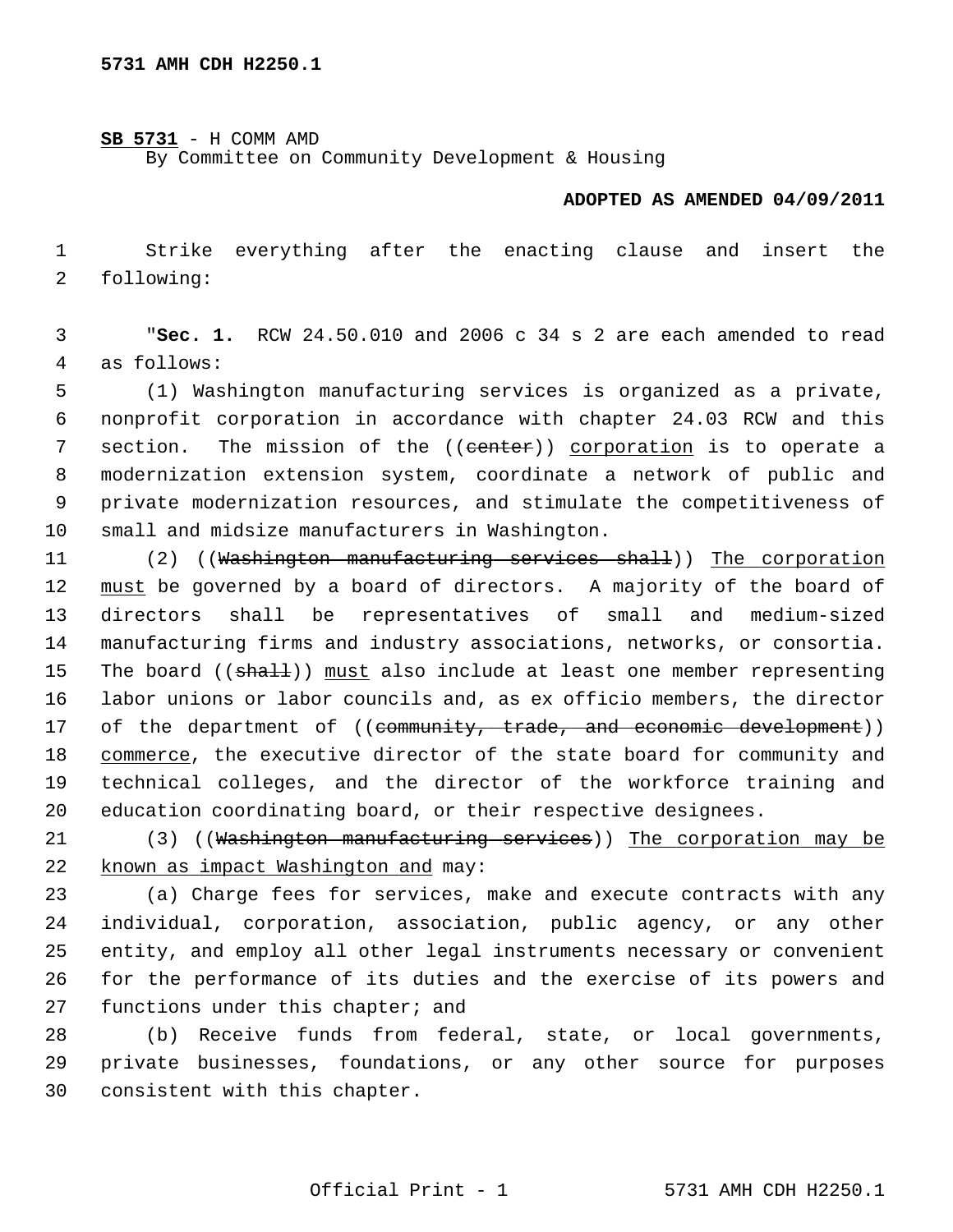**5731 AMH CDH H2250.1**

**SB 5731** - H COMM AMD
By Committee on Community Development & Housing

**ADOPTED AS AMENDED 04/09/2011**

Strike everything after the enacting clause and insert the following:

"**Sec. 1.** RCW 24.50.010 and 2006 c 34 s 2 are each amended to read as follows:

(1) Washington manufacturing services is organized as a private, nonprofit corporation in accordance with chapter 24.03 RCW and this section. The mission of the ((~~center~~)) corporation is to operate a modernization extension system, coordinate a network of public and private modernization resources, and stimulate the competitiveness of small and midsize manufacturers in Washington.

(2) ((~~Washington manufacturing services shall~~)) The corporation must be governed by a board of directors. A majority of the board of directors shall be representatives of small and medium-sized manufacturing firms and industry associations, networks, or consortia. The board ((~~shall~~)) must also include at least one member representing labor unions or labor councils and, as ex officio members, the director of the department of ((~~community, trade, and economic development~~)) commerce, the executive director of the state board for community and technical colleges, and the director of the workforce training and education coordinating board, or their respective designees.

(3) ((~~Washington manufacturing services~~)) The corporation may be known as impact Washington and may:

(a) Charge fees for services, make and execute contracts with any individual, corporation, association, public agency, or any other entity, and employ all other legal instruments necessary or convenient for the performance of its duties and the exercise of its powers and functions under this chapter; and

(b) Receive funds from federal, state, or local governments, private businesses, foundations, or any other source for purposes consistent with this chapter.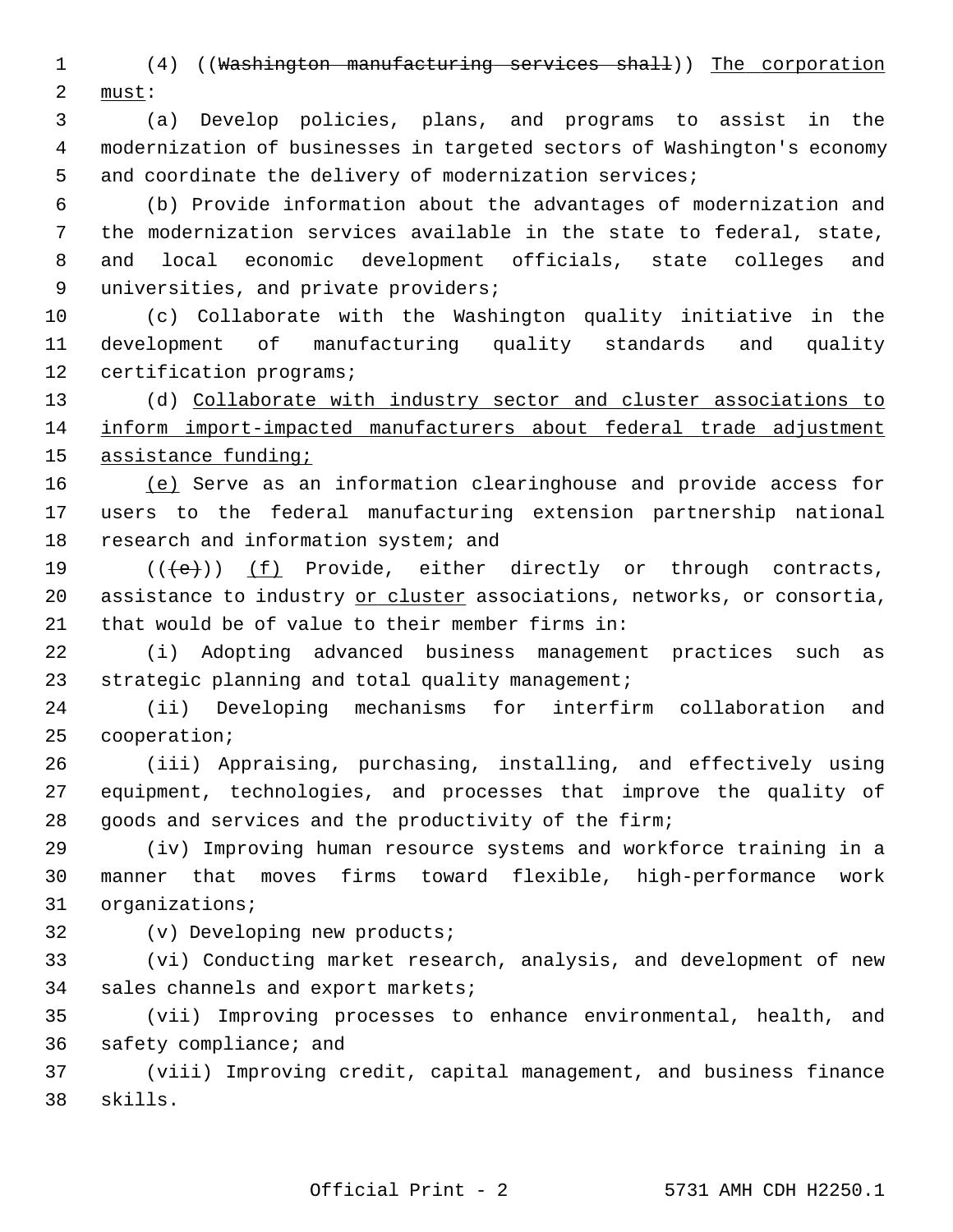(4) ((~~Washington manufacturing services shall~~)) <u>The corporation must</u>:

(a) Develop policies, plans, and programs to assist in the modernization of businesses in targeted sectors of Washington's economy and coordinate the delivery of modernization services;

(b) Provide information about the advantages of modernization and the modernization services available in the state to federal, state, and local economic development officials, state colleges and universities, and private providers;

(c) Collaborate with the Washington quality initiative in the development of manufacturing quality standards and quality certification programs;

(d) <u>Collaborate with industry sector and cluster associations to inform import-impacted manufacturers about federal trade adjustment assistance funding;</u>

<u>(e)</u> Serve as an information clearinghouse and provide access for users to the federal manufacturing extension partnership national research and information system; and

((~~(e)~~)) <u>(f)</u> Provide, either directly or through contracts, assistance to industry <u>or cluster</u> associations, networks, or consortia, that would be of value to their member firms in:

(i) Adopting advanced business management practices such as strategic planning and total quality management;

(ii) Developing mechanisms for interfirm collaboration and cooperation;

(iii) Appraising, purchasing, installing, and effectively using equipment, technologies, and processes that improve the quality of goods and services and the productivity of the firm;

(iv) Improving human resource systems and workforce training in a manner that moves firms toward flexible, high-performance work organizations;

(v) Developing new products;

(vi) Conducting market research, analysis, and development of new sales channels and export markets;

(vii) Improving processes to enhance environmental, health, and safety compliance; and

(viii) Improving credit, capital management, and business finance skills.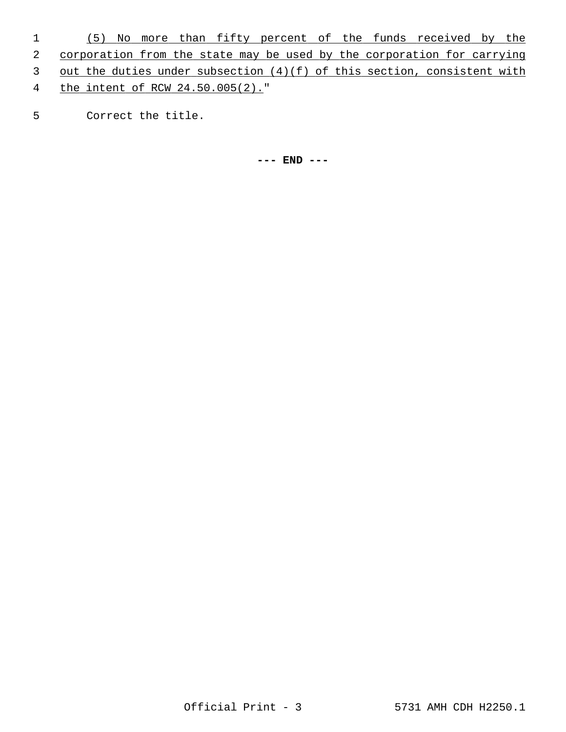(5) No more than fifty percent of the funds received by the corporation from the state may be used by the corporation for carrying out the duties under subsection (4)(f) of this section, consistent with the intent of RCW 24.50.005(2)."

Correct the title.

--- END ---